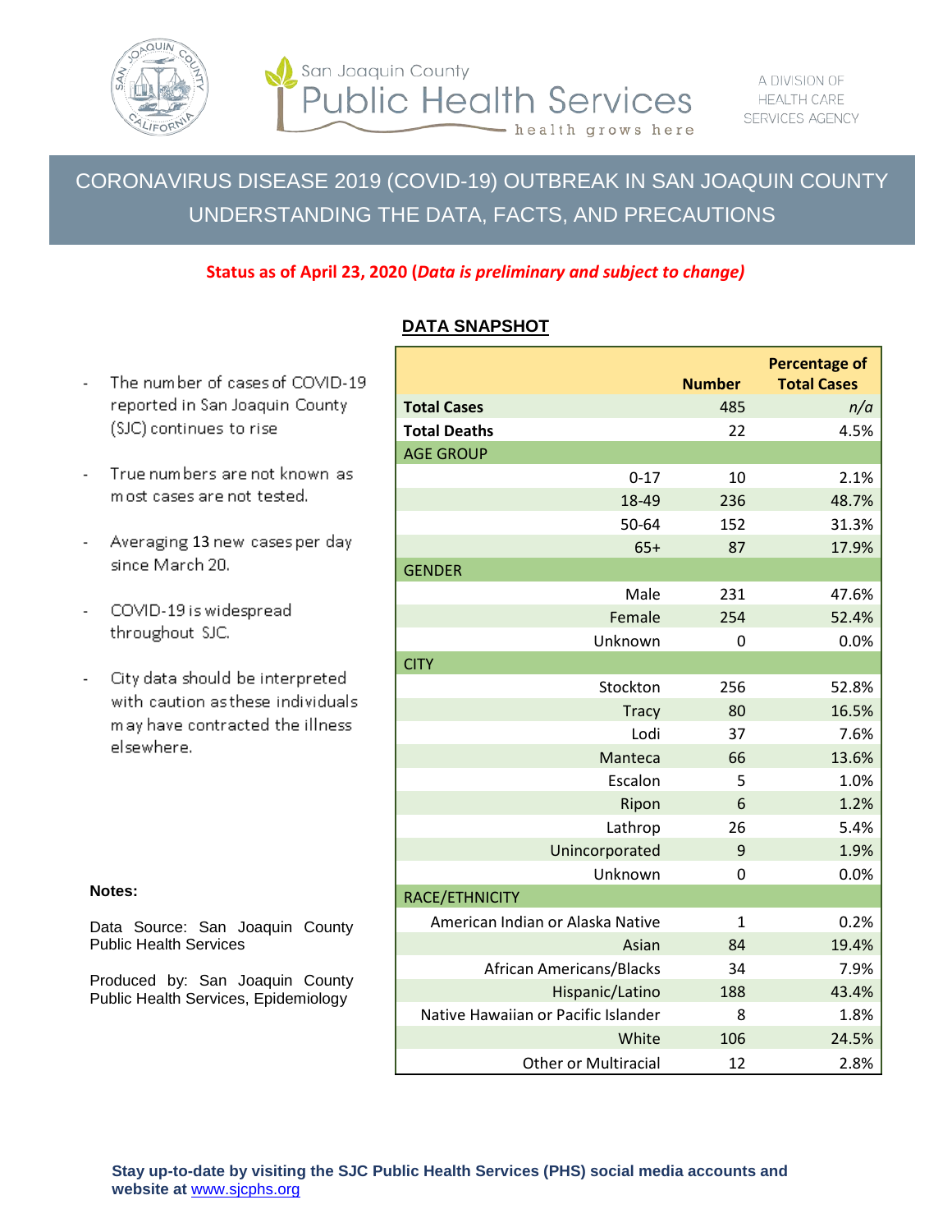San Joaquin County
# Public Health Services
health grows here

A DIVISION OF HEALTH CARE SERVICES AGENCY

## CORONAVIRUS DISEASE 2019 (COVID-19) OUTBREAK IN SAN JOAQUIN COUNTY UNDERSTANDING THE DATA, FACTS, AND PRECAUTIONS

**Status as of April 23, 2020 (*Data is preliminary and subject to change)***

- The number of cases of COVID-19 reported in San Joaquin County (SJC) continues to rise
- True numbers are not known as most cases are not tested.
- Averaging 13 new cases per day since March 20.
- COVID-19 is widespread throughout SJC.
- City data should be interpreted with caution as these individuals may have contracted the illness elsewhere.

### DATA SNAPSHOT

| | Number | Percentage of Total Cases |
|---|---|---|
| **Total Cases** | 485 | *n/a* |
| **Total Deaths** | 22 | 4.5% |
| AGE GROUP | | |
| 0-17 | 10 | 2.1% |
| 18-49 | 236 | 48.7% |
| 50-64 | 152 | 31.3% |
| 65+ | 87 | 17.9% |
| GENDER | | |
| Male | 231 | 47.6% |
| Female | 254 | 52.4% |
| Unknown | 0 | 0.0% |
| CITY | | |
| Stockton | 256 | 52.8% |
| Tracy | 80 | 16.5% |
| Lodi | 37 | 7.6% |
| Manteca | 66 | 13.6% |
| Escalon | 5 | 1.0% |
| Ripon | 6 | 1.2% |
| Lathrop | 26 | 5.4% |
| Unincorporated | 9 | 1.9% |
| Unknown | 0 | 0.0% |
| RACE/ETHNICITY | | |
| American Indian or Alaska Native | 1 | 0.2% |
| Asian | 84 | 19.4% |
| African Americans/Blacks | 34 | 7.9% |
| Hispanic/Latino | 188 | 43.4% |
| Native Hawaiian or Pacific Islander | 8 | 1.8% |
| White | 106 | 24.5% |
| Other or Multiracial | 12 | 2.8% |

**Notes:**

Data Source: San Joaquin County Public Health Services

Produced by: San Joaquin County Public Health Services, Epidemiology

**Stay up-to-date by visiting the SJC Public Health Services (PHS) social media accounts and website at** www.sjcphs.org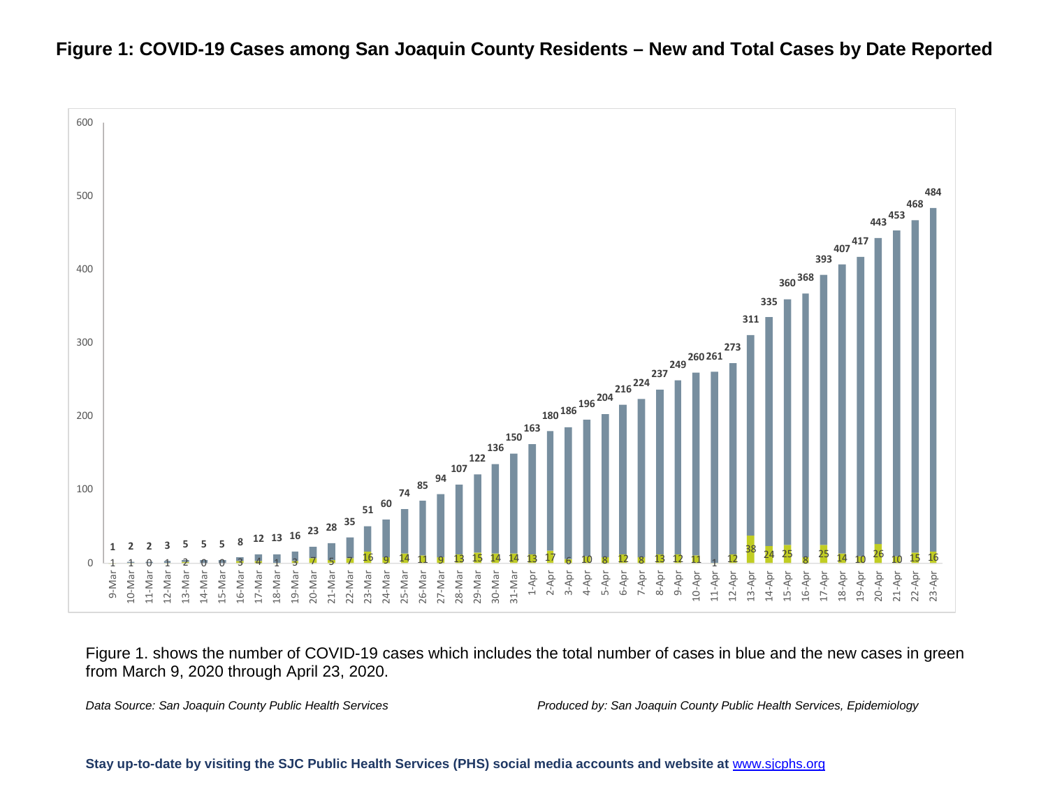# Figure 1: COVID-19 Cases among San Joaquin County Residents – New and Total Cases by Date Reported

| Date | Total Cases | New Cases |
|---|---|---|
| 9-Mar | 1 | 1 |
| 10-Mar | 2 | 1 |
| 11-Mar | 2 | 0 |
| 12-Mar | 3 | 1 |
| 13-Mar | 5 | 2 |
| 14-Mar | 5 | 0 |
| 15-Mar | 5 | 0 |
| 16-Mar | 8 | 3 |
| 17-Mar | 12 | 4 |
| 18-Mar | 13 | 1 |
| 19-Mar | 16 | 3 |
| 20-Mar | 23 | 7 |
| 21-Mar | 28 | 5 |
| 22-Mar | 35 | 7 |
| 23-Mar | 51 | 16 |
| 24-Mar | 60 | 9 |
| 25-Mar | 74 | 14 |
| 26-Mar | 85 | 11 |
| 27-Mar | 94 | 9 |
| 28-Mar | 107 | 13 |
| 29-Mar | 122 | 15 |
| 30-Mar | 136 | 14 |
| 31-Mar | 150 | 14 |
| 1-Apr | 163 | 13 |
| 2-Apr | 180 | 17 |
| 3-Apr | 186 | 6 |
| 4-Apr | 196 | 10 |
| 5-Apr | 204 | 8 |
| 6-Apr | 216 | 12 |
| 7-Apr | 224 | 8 |
| 8-Apr | 237 | 13 |
| 9-Apr | 249 | 12 |
| 10-Apr | 260 | 11 |
| 11-Apr | 261 | 1 |
| 12-Apr | 273 | 12 |
| 13-Apr | 311 | 38 |
| 14-Apr | 335 | 24 |
| 15-Apr | 360 | 25 |
| 16-Apr | 368 | 8 |
| 17-Apr | 393 | 25 |
| 18-Apr | 407 | 14 |
| 19-Apr | 417 | 10 |
| 20-Apr | 443 | 26 |
| 21-Apr | 453 | 10 |
| 22-Apr | 468 | 15 |
| 23-Apr | 484 | 16 |

Figure 1. shows the number of COVID-19 cases which includes the total number of cases in blue and the new cases in green from March 9, 2020 through April 23, 2020.

*Data Source: San Joaquin County Public Health Services*

*Produced by: San Joaquin County Public Health Services, Epidemiology*

**Stay up-to-date by visiting the SJC Public Health Services (PHS) social media accounts and website at** www.sjcphs.org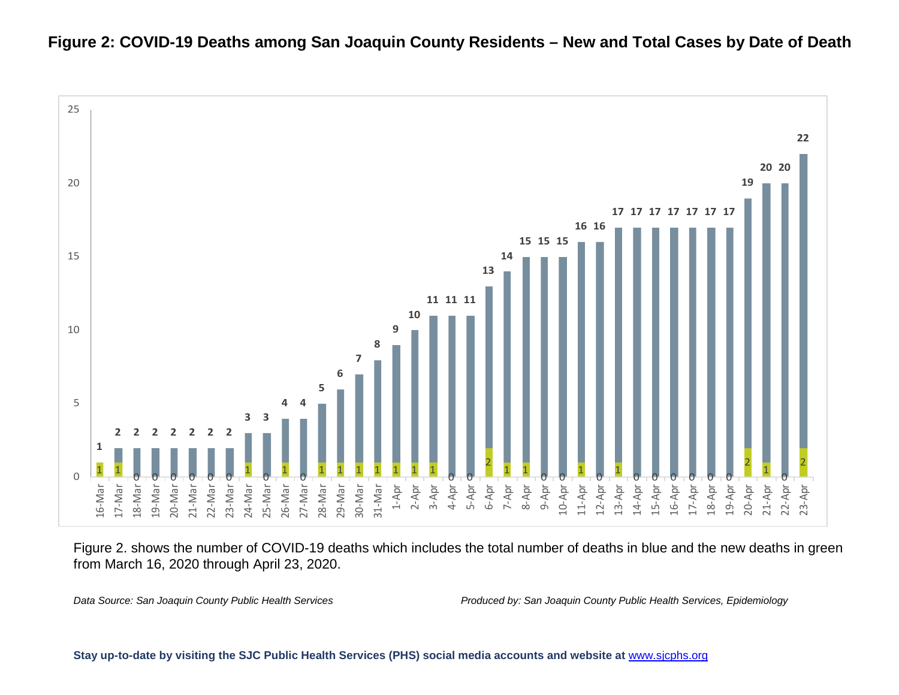**Figure 2: COVID-19 Deaths among San Joaquin County Residents – New and Total Cases by Date of Death**

25
20
15
10
5
0

1 2 2 2 2 2 2 2 3 3 4 4 5 6 7 8 9 10 11 11 11 13 14 15 15 15 16 16 17 17 17 17 17 17 17 19 20 20 22

1 1 0 0 0 0 0 0 1 0 1 0 1 1 1 1 1 1 1 0 0 2 1 1 0 0 1 0 1 0 0 0 0 0 0 2 1 0 2

16-Mar 17-Mar 18-Mar 19-Mar 20-Mar 21-Mar 22-Mar 23-Mar 24-Mar 25-Mar 26-Mar 27-Mar 28-Mar 29-Mar 30-Mar 31-Mar 1-Apr 2-Apr 3-Apr 4-Apr 5-Apr 6-Apr 7-Apr 8-Apr 9-Apr 10-Apr 11-Apr 12-Apr 13-Apr 14-Apr 15-Apr 16-Apr 17-Apr 18-Apr 19-Apr 20-Apr 21-Apr 22-Apr 23-Apr

Figure 2. shows the number of COVID-19 deaths which includes the total number of deaths in blue and the new deaths in green from March 16, 2020 through April 23, 2020.

*Data Source: San Joaquin County Public Health Services*

*Produced by: San Joaquin County Public Health Services, Epidemiology*

**Stay up-to-date by visiting the SJC Public Health Services (PHS) social media accounts and website at** [www.sjcphs.org](http://www.sjcphs.org)